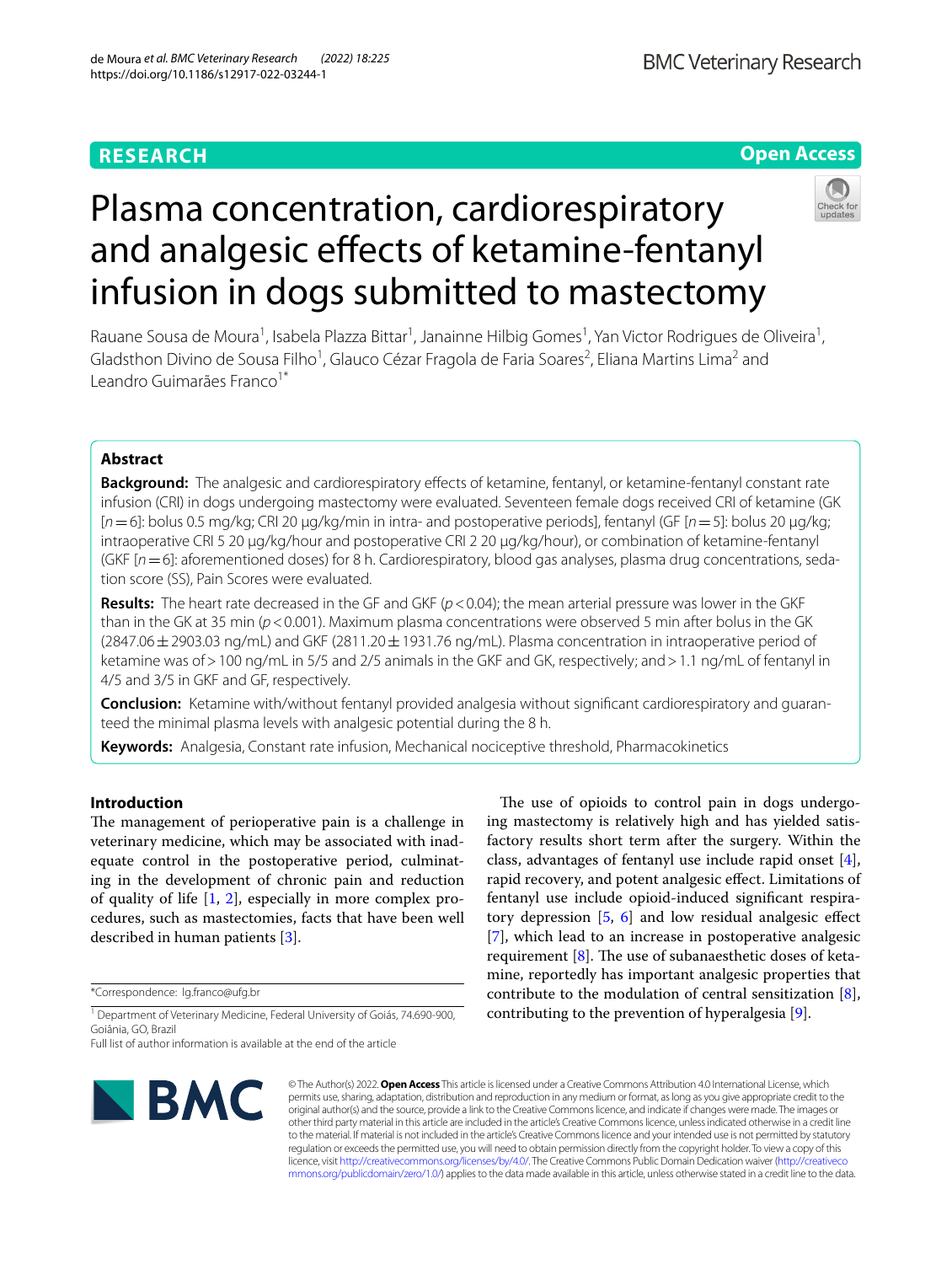RESEARCH

Open Access

# Plasma concentration, cardiorespiratory and analgesic effects of ketamine-fentanyl infusion in dogs submitted to mastectomy

Rauane Sousa de Moura[1], Isabela Plazza Bittar[1], Janainne Hilbig Gomes[1], Yan Victor Rodrigues de Oliveira[1], Gladsthon Divino de Sousa Filho[1], Glauco Cézar Fragola de Faria Soares[2], Eliana Martins Lima[2] and Leandro Guimarães Franco[1*]

## Abstract

**Background:** The analgesic and cardiorespiratory effects of ketamine, fentanyl, or ketamine-fentanyl constant rate infusion (CRI) in dogs undergoing mastectomy were evaluated. Seventeen female dogs received CRI of ketamine (GK [$n = 6$]: bolus 0.5 mg/kg; CRI 20 µg/kg/min in intra- and postoperative periods], fentanyl (GF [$n = 5$]: bolus 20 µg/kg; intraoperative CRI 5 20 µg/kg/hour and postoperative CRI 2 20 µg/kg/hour), or combination of ketamine-fentanyl (GKF [$n = 6$]: aforementioned doses) for 8 h. Cardiorespiratory, blood gas analyses, plasma drug concentrations, sedation score (SS), Pain Scores were evaluated.

**Results:** The heart rate decreased in the GF and GKF ($p < 0.04$); the mean arterial pressure was lower in the GKF than in the GK at 35 min ($p < 0.001$). Maximum plasma concentrations were observed 5 min after bolus in the GK (2847.06 ± 2903.03 ng/mL) and GKF (2811.20 ± 1931.76 ng/mL). Plasma concentration in intraoperative period of ketamine was of > 100 ng/mL in 5/5 and 2/5 animals in the GKF and GK, respectively; and > 1.1 ng/mL of fentanyl in 4/5 and 3/5 in GKF and GF, respectively.

**Conclusion:** Ketamine with/without fentanyl provided analgesia without significant cardiorespiratory and guaranteed the minimal plasma levels with analgesic potential during the 8 h.

**Keywords:** Analgesia, Constant rate infusion, Mechanical nociceptive threshold, Pharmacokinetics

## Introduction

The management of perioperative pain is a challenge in veterinary medicine, which may be associated with inadequate control in the postoperative period, culminating in the development of chronic pain and reduction of quality of life [1, 2], especially in more complex procedures, such as mastectomies, facts that have been well described in human patients [3].

The use of opioids to control pain in dogs undergoing mastectomy is relatively high and has yielded satisfactory results short term after the surgery. Within the class, advantages of fentanyl use include rapid onset [4], rapid recovery, and potent analgesic effect. Limitations of fentanyl use include opioid-induced significant respiratory depression [5, 6] and low residual analgesic effect [7], which lead to an increase in postoperative analgesic requirement [8]. The use of subanaesthetic doses of ketamine, reportedly has important analgesic properties that contribute to the modulation of central sensitization [8], contributing to the prevention of hyperalgesia [9].

*Correspondence: lg.franco@ufg.br

[1] Department of Veterinary Medicine, Federal University of Goiás, 74.690-900, Goiânia, GO, Brazil

Full list of author information is available at the end of the article

© The Author(s) 2022. **Open Access** This article is licensed under a Creative Commons Attribution 4.0 International License, which permits use, sharing, adaptation, distribution and reproduction in any medium or format, as long as you give appropriate credit to the original author(s) and the source, provide a link to the Creative Commons licence, and indicate if changes were made. The images or other third party material in this article are included in the article's Creative Commons licence, unless indicated otherwise in a credit line to the material. If material is not included in the article's Creative Commons licence and your intended use is not permitted by statutory regulation or exceeds the permitted use, you will need to obtain permission directly from the copyright holder. To view a copy of this licence, visit http://creativecommons.org/licenses/by/4.0/. The Creative Commons Public Domain Dedication waiver (http://creativecommons.org/publicdomain/zero/1.0/) applies to the data made available in this article, unless otherwise stated in a credit line to the data.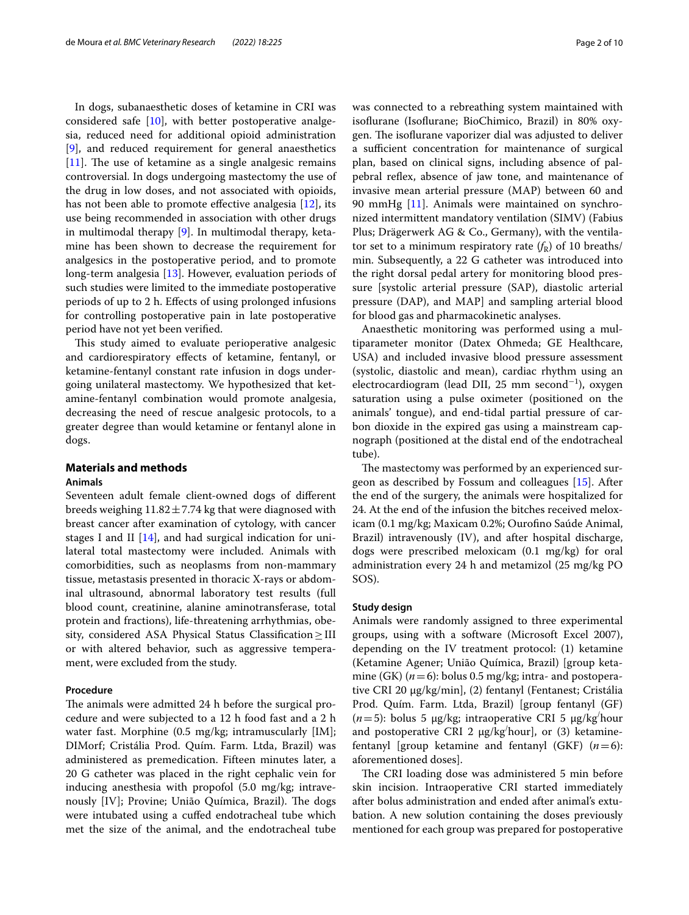In dogs, subanaesthetic doses of ketamine in CRI was considered safe [10], with better postoperative analgesia, reduced need for additional opioid administration [9], and reduced requirement for general anaesthetics [11]. The use of ketamine as a single analgesic remains controversial. In dogs undergoing mastectomy the use of the drug in low doses, and not associated with opioids, has not been able to promote effective analgesia [12], its use being recommended in association with other drugs in multimodal therapy [9]. In multimodal therapy, ketamine has been shown to decrease the requirement for analgesics in the postoperative period, and to promote long-term analgesia [13]. However, evaluation periods of such studies were limited to the immediate postoperative periods of up to 2 h. Effects of using prolonged infusions for controlling postoperative pain in late postoperative period have not yet been verified.

This study aimed to evaluate perioperative analgesic and cardiorespiratory effects of ketamine, fentanyl, or ketamine-fentanyl constant rate infusion in dogs undergoing unilateral mastectomy. We hypothesized that ketamine-fentanyl combination would promote analgesia, decreasing the need of rescue analgesic protocols, to a greater degree than would ketamine or fentanyl alone in dogs.

## Materials and methods

### Animals

Seventeen adult female client-owned dogs of different breeds weighing 11.82 ± 7.74 kg that were diagnosed with breast cancer after examination of cytology, with cancer stages I and II [14], and had surgical indication for unilateral total mastectomy were included. Animals with comorbidities, such as neoplasms from non-mammary tissue, metastasis presented in thoracic X-rays or abdominal ultrasound, abnormal laboratory test results (full blood count, creatinine, alanine aminotransferase, total protein and fractions), life-threatening arrhythmias, obesity, considered ASA Physical Status Classification ≥ III or with altered behavior, such as aggressive temperament, were excluded from the study.

### Procedure

The animals were admitted 24 h before the surgical procedure and were subjected to a 12 h food fast and a 2 h water fast. Morphine (0.5 mg/kg; intramuscularly [IM]; DIMorf; Cristália Prod. Quím. Farm. Ltda, Brazil) was administered as premedication. Fifteen minutes later, a 20 G catheter was placed in the right cephalic vein for inducing anesthesia with propofol (5.0 mg/kg; intravenously [IV]; Provine; União Química, Brazil). The dogs were intubated using a cuffed endotracheal tube which met the size of the animal, and the endotracheal tube was connected to a rebreathing system maintained with isoflurane (Isoflurane; BioChimico, Brazil) in 80% oxygen. The isoflurane vaporizer dial was adjusted to deliver a sufficient concentration for maintenance of surgical plan, based on clinical signs, including absence of palpebral reflex, absence of jaw tone, and maintenance of invasive mean arterial pressure (MAP) between 60 and 90 mmHg [11]. Animals were maintained on synchronized intermittent mandatory ventilation (SIMV) (Fabius Plus; Drägerwerk AG & Co., Germany), with the ventilator set to a minimum respiratory rate ($f_R$) of 10 breaths/min. Subsequently, a 22 G catheter was introduced into the right dorsal pedal artery for monitoring blood pressure [systolic arterial pressure (SAP), diastolic arterial pressure (DAP), and MAP] and sampling arterial blood for blood gas and pharmacokinetic analyses.

Anaesthetic monitoring was performed using a multiparameter monitor (Datex Ohmeda; GE Healthcare, USA) and included invasive blood pressure assessment (systolic, diastolic and mean), cardiac rhythm using an electrocardiogram (lead DII, 25 mm second$^{-1}$), oxygen saturation using a pulse oximeter (positioned on the animals' tongue), and end-tidal partial pressure of carbon dioxide in the expired gas using a mainstream capnograph (positioned at the distal end of the endotracheal tube).

The mastectomy was performed by an experienced surgeon as described by Fossum and colleagues [15]. After the end of the surgery, the animals were hospitalized for 24. At the end of the infusion the bitches received meloxicam (0.1 mg/kg; Maxicam 0.2%; Ourofino Saúde Animal, Brazil) intravenously (IV), and after hospital discharge, dogs were prescribed meloxicam (0.1 mg/kg) for oral administration every 24 h and metamizol (25 mg/kg PO SOS).

### Study design

Animals were randomly assigned to three experimental groups, using with a software (Microsoft Excel 2007), depending on the IV treatment protocol: (1) ketamine (Ketamine Agener; União Química, Brazil) [group ketamine (GK) ($n = 6$): bolus 0.5 mg/kg; intra- and postoperative CRI 20 μg/kg/min], (2) fentanyl (Fentanest; Cristália Prod. Quím. Farm. Ltda, Brazil) [group fentanyl (GF) ($n = 5$): bolus 5 μg/kg; intraoperative CRI 5 μg/kg/hour and postoperative CRI 2 μg/kg/hour], or (3) ketamine-fentanyl [group ketamine and fentanyl (GKF) ($n = 6$): aforementioned doses].

The CRI loading dose was administered 5 min before skin incision. Intraoperative CRI started immediately after bolus administration and ended after animal's extubation. A new solution containing the doses previously mentioned for each group was prepared for postoperative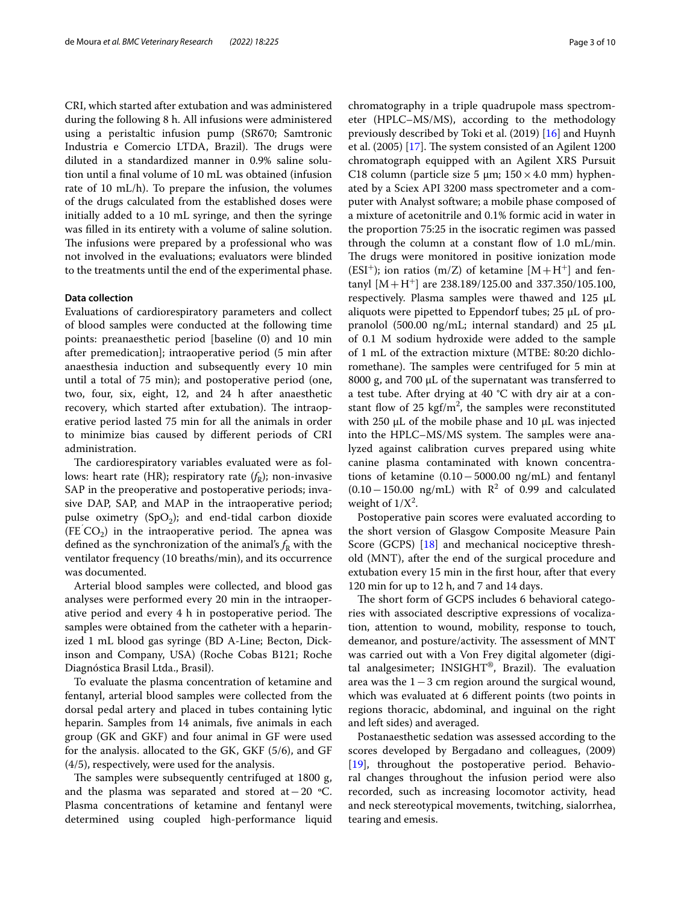CRI, which started after extubation and was administered during the following 8 h. All infusions were administered using a peristaltic infusion pump (SR670; Samtronic Industria e Comercio LTDA, Brazil). The drugs were diluted in a standardized manner in 0.9% saline solution until a final volume of 10 mL was obtained (infusion rate of 10 mL/h). To prepare the infusion, the volumes of the drugs calculated from the established doses were initially added to a 10 mL syringe, and then the syringe was filled in its entirety with a volume of saline solution. The infusions were prepared by a professional who was not involved in the evaluations; evaluators were blinded to the treatments until the end of the experimental phase.

### Data collection

Evaluations of cardiorespiratory parameters and collect of blood samples were conducted at the following time points: preanaesthetic period [baseline (0) and 10 min after premedication]; intraoperative period (5 min after anaesthesia induction and subsequently every 10 min until a total of 75 min); and postoperative period (one, two, four, six, eight, 12, and 24 h after anaesthetic recovery, which started after extubation). The intraoperative period lasted 75 min for all the animals in order to minimize bias caused by different periods of CRI administration.

The cardiorespiratory variables evaluated were as follows: heart rate (HR); respiratory rate ($f_R$); non-invasive SAP in the preoperative and postoperative periods; invasive DAP, SAP, and MAP in the intraoperative period; pulse oximetry ($SpO_2$); and end-tidal carbon dioxide ($FE'CO_2$) in the intraoperative period. The apnea was defined as the synchronization of the animal's $f_R$ with the ventilator frequency (10 breaths/min), and its occurrence was documented.

Arterial blood samples were collected, and blood gas analyses were performed every 20 min in the intraoperative period and every 4 h in postoperative period. The samples were obtained from the catheter with a heparinized 1 mL blood gas syringe (BD A-Line; Becton, Dickinson and Company, USA) (Roche Cobas B121; Roche Diagnóstica Brasil Ltda., Brasil).

To evaluate the plasma concentration of ketamine and fentanyl, arterial blood samples were collected from the dorsal pedal artery and placed in tubes containing lytic heparin. Samples from 14 animals, five animals in each group (GK and GKF) and four animal in GF were used for the analysis. allocated to the GK, GKF (5/6), and GF (4/5), respectively, were used for the analysis.

The samples were subsequently centrifuged at 1800 g, and the plasma was separated and stored at − 20 ºC. Plasma concentrations of ketamine and fentanyl were determined using coupled high-performance liquid chromatography in a triple quadrupole mass spectrometer (HPLC–MS/MS), according to the methodology previously described by Toki et al. (2019) [16] and Huynh et al. (2005) [17]. The system consisted of an Agilent 1200 chromatograph equipped with an Agilent XRS Pursuit C18 column (particle size 5 μm; 150 × 4.0 mm) hyphenated by a Sciex API 3200 mass spectrometer and a computer with Analyst software; a mobile phase composed of a mixture of acetonitrile and 0.1% formic acid in water in the proportion 75:25 in the isocratic regimen was passed through the column at a constant flow of 1.0 mL/min. The drugs were monitored in positive ionization mode ($ESI^+$); ion ratios (m/Z) of ketamine $[M+H^+]$ and fentanyl $[M+H^+]$ are 238.189/125.00 and 337.350/105.100, respectively. Plasma samples were thawed and 125 μL aliquots were pipetted to Eppendorf tubes; 25 μL of propranolol (500.00 ng/mL; internal standard) and 25 μL of 0.1 M sodium hydroxide were added to the sample of 1 mL of the extraction mixture (MTBE: 80:20 dichloromethane). The samples were centrifuged for 5 min at 8000 g, and 700 μL of the supernatant was transferred to a test tube. After drying at 40 °C with dry air at a constant flow of 25 $kgf/m^2$, the samples were reconstituted with 250 μL of the mobile phase and 10 μL was injected into the HPLC–MS/MS system. The samples were analyzed against calibration curves prepared using white canine plasma contaminated with known concentrations of ketamine (0.10 − 5000.00 ng/mL) and fentanyl (0.10 − 150.00 ng/mL) with $R^2$ of 0.99 and calculated weight of $1/X^2$.

Postoperative pain scores were evaluated according to the short version of Glasgow Composite Measure Pain Score (GCPS) [18] and mechanical nociceptive threshold (MNT), after the end of the surgical procedure and extubation every 15 min in the first hour, after that every 120 min for up to 12 h, and 7 and 14 days.

The short form of GCPS includes 6 behavioral categories with associated descriptive expressions of vocalization, attention to wound, mobility, response to touch, demeanor, and posture/activity. The assessment of MNT was carried out with a Von Frey digital algometer (digital analgesimeter; INSIGHT®, Brazil). The evaluation area was the 1 − 3 cm region around the surgical wound, which was evaluated at 6 different points (two points in regions thoracic, abdominal, and inguinal on the right and left sides) and averaged.

Postanaesthetic sedation was assessed according to the scores developed by Bergadano and colleagues, (2009) [19], throughout the postoperative period. Behavioral changes throughout the infusion period were also recorded, such as increasing locomotor activity, head and neck stereotypical movements, twitching, sialorrhea, tearing and emesis.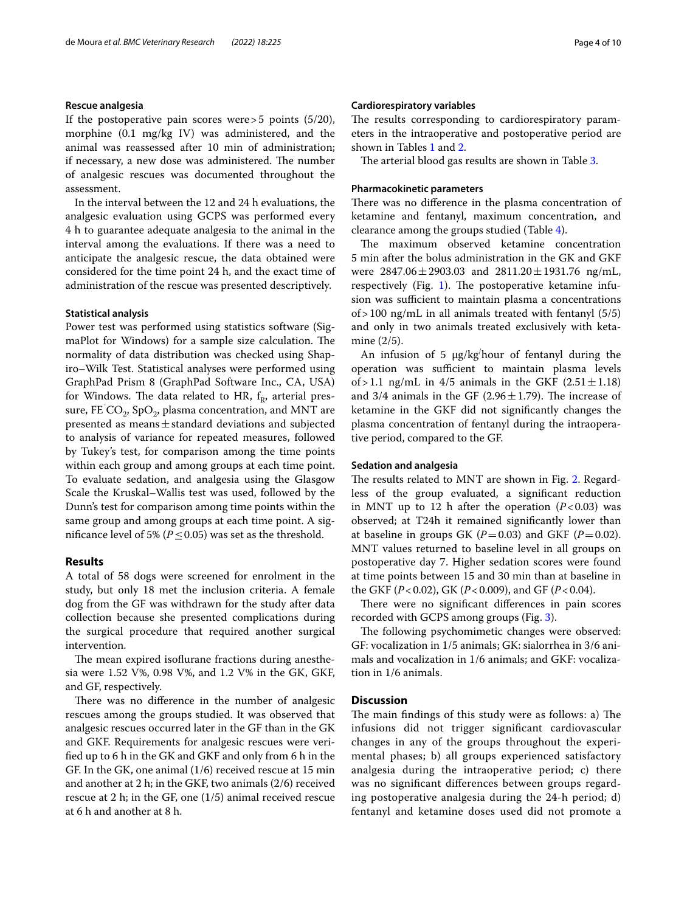### Rescue analgesia

If the postoperative pain scores were > 5 points (5/20), morphine (0.1 mg/kg IV) was administered, and the animal was reassessed after 10 min of administration; if necessary, a new dose was administered. The number of analgesic rescues was documented throughout the assessment.

In the interval between the 12 and 24 h evaluations, the analgesic evaluation using GCPS was performed every 4 h to guarantee adequate analgesia to the animal in the interval among the evaluations. If there was a need to anticipate the analgesic rescue, the data obtained were considered for the time point 24 h, and the exact time of administration of the rescue was presented descriptively.

### Statistical analysis

Power test was performed using statistics software (SigmaPlot for Windows) for a sample size calculation. The normality of data distribution was checked using Shapiro–Wilk Test. Statistical analyses were performed using GraphPad Prism 8 (GraphPad Software Inc., CA, USA) for Windows. The data related to HR, $f_R$, arterial pressure, $FE'CO_2$, $SpO_2$, plasma concentration, and MNT are presented as means ± standard deviations and subjected to analysis of variance for repeated measures, followed by Tukey's test, for comparison among the time points within each group and among groups at each time point. To evaluate sedation, and analgesia using the Glasgow Scale the Kruskal–Wallis test was used, followed by the Dunn's test for comparison among time points within the same group and among groups at each time point. A significance level of 5% ($P \leq 0.05$) was set as the threshold.

## Results

A total of 58 dogs were screened for enrolment in the study, but only 18 met the inclusion criteria. A female dog from the GF was withdrawn for the study after data collection because she presented complications during the surgical procedure that required another surgical intervention.

The mean expired isoflurane fractions during anesthesia were 1.52 V%, 0.98 V%, and 1.2 V% in the GK, GKF, and GF, respectively.

There was no difference in the number of analgesic rescues among the groups studied. It was observed that analgesic rescues occurred later in the GF than in the GK and GKF. Requirements for analgesic rescues were verified up to 6 h in the GK and GKF and only from 6 h in the GF. In the GK, one animal (1/6) received rescue at 15 min and another at 2 h; in the GKF, two animals (2/6) received rescue at 2 h; in the GF, one (1/5) animal received rescue at 6 h and another at 8 h.

### Cardiorespiratory variables

The results corresponding to cardiorespiratory parameters in the intraoperative and postoperative period are shown in Tables 1 and 2.

The arterial blood gas results are shown in Table 3.

### Pharmacokinetic parameters

There was no difference in the plasma concentration of ketamine and fentanyl, maximum concentration, and clearance among the groups studied (Table 4).

The maximum observed ketamine concentration 5 min after the bolus administration in the GK and GKF were 2847.06 ± 2903.03 and 2811.20 ± 1931.76 ng/mL, respectively (Fig. 1). The postoperative ketamine infusion was sufficient to maintain plasma a concentrations of > 100 ng/mL in all animals treated with fentanyl (5/5) and only in two animals treated exclusively with ketamine (2/5).

An infusion of 5 μg/kg/hour of fentanyl during the operation was sufficient to maintain plasma levels of > 1.1 ng/mL in 4/5 animals in the GKF (2.51 ± 1.18) and 3/4 animals in the GF (2.96 ± 1.79). The increase of ketamine in the GKF did not significantly changes the plasma concentration of fentanyl during the intraoperative period, compared to the GF.

### Sedation and analgesia

The results related to MNT are shown in Fig. 2. Regardless of the group evaluated, a significant reduction in MNT up to 12 h after the operation ($P < 0.03$) was observed; at T24h it remained significantly lower than at baseline in groups GK ($P = 0.03$) and GKF ($P = 0.02$). MNT values returned to baseline level in all groups on postoperative day 7. Higher sedation scores were found at time points between 15 and 30 min than at baseline in the GKF ($P < 0.02$), GK ($P < 0.009$), and GF ($P < 0.04$).

There were no significant differences in pain scores recorded with GCPS among groups (Fig. 3).

The following psychomimetic changes were observed: GF: vocalization in 1/5 animals; GK: sialorrhea in 3/6 animals and vocalization in 1/6 animals; and GKF: vocalization in 1/6 animals.

## Discussion

The main findings of this study were as follows: a) The infusions did not trigger significant cardiovascular changes in any of the groups throughout the experimental phases; b) all groups experienced satisfactory analgesia during the intraoperative period; c) there was no significant differences between groups regarding postoperative analgesia during the 24-h period; d) fentanyl and ketamine doses used did not promote a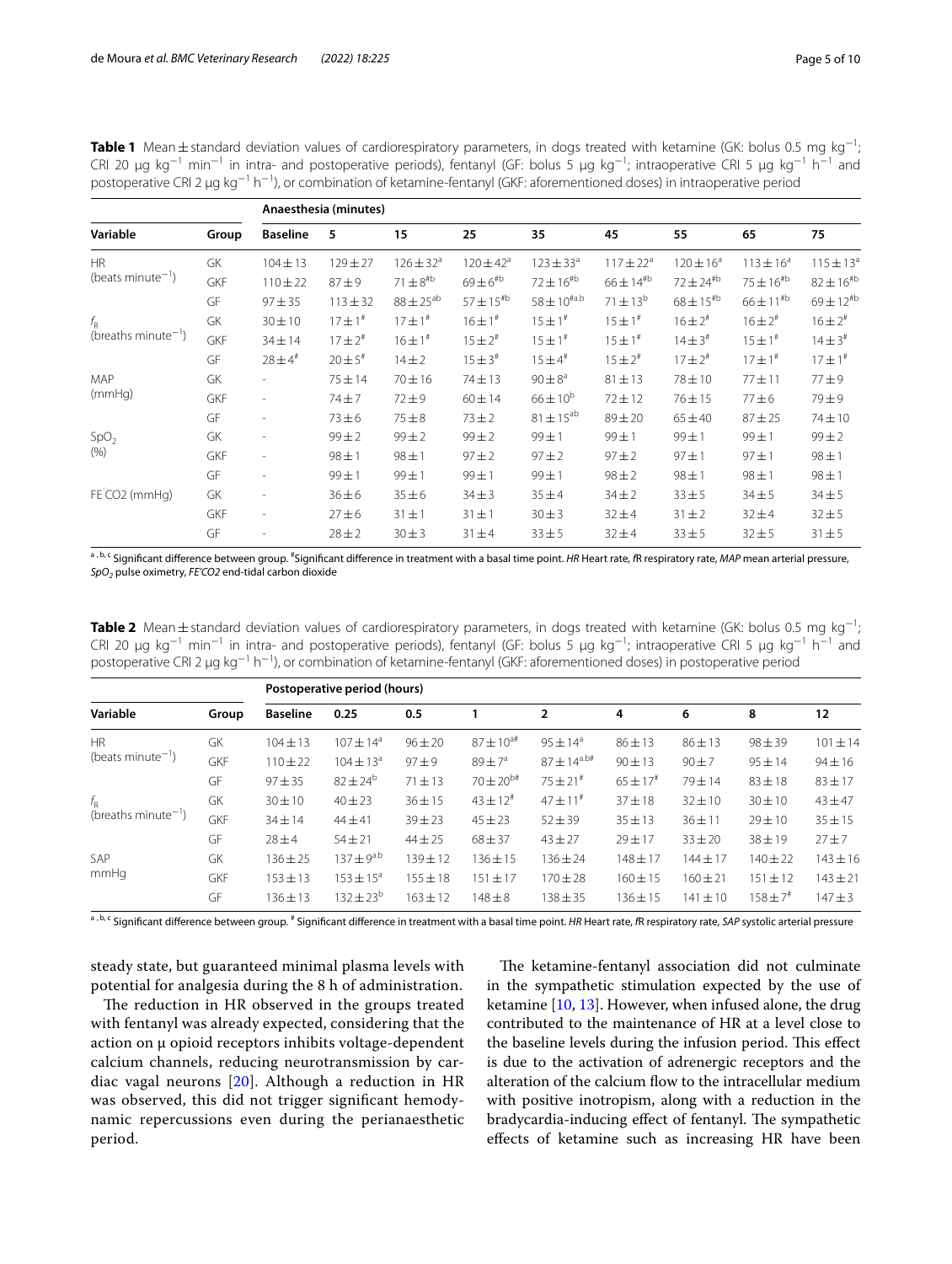**Table 1** Mean ± standard deviation values of cardiorespiratory parameters, in dogs treated with ketamine (GK: bolus 0.5 mg kg$^{-1}$; CRI 20 μg kg$^{-1}$ min$^{-1}$ in intra- and postoperative periods), fentanyl (GF: bolus 5 μg kg$^{-1}$; intraoperative CRI 5 μg kg$^{-1}$ h$^{-1}$ and postoperative CRI 2 μg kg$^{-1}$ h$^{-1}$), or combination of ketamine-fentanyl (GKF: aforementioned doses) in intraoperative period

| Variable | Group | Anaesthesia (minutes) | | | | | | | | |
|---|---|---|---|---|---|---|---|---|---|---|
| | | Baseline | 5 | 15 | 25 | 35 | 45 | 55 | 65 | 75 |
| HR (beats minute$^{-1}$) | GK | 104 ± 13 | 129 ± 27 | 126 ± 32$^{a}$ | 120 ± 42$^{a}$ | 123 ± 33$^{a}$ | 117 ± 22$^{a}$ | 120 ± 16$^{a}$ | 113 ± 16$^{a}$ | 115 ± 13$^{a}$ |
| | GKF | 110 ± 22 | 87 ± 9 | 71 ± 8$^{\#b}$ | 69 ± 6$^{\#b}$ | 72 ± 16$^{\#b}$ | 66 ± 14$^{\#b}$ | 72 ± 24$^{\#b}$ | 75 ± 16$^{\#b}$ | 82 ± 16$^{\#b}$ |
| | GF | 97 ± 35 | 113 ± 32 | 88 ± 25$^{ab}$ | 57 ± 15$^{\#b}$ | 58 ± 10$^{\#a,b}$ | 71 ± 13$^{b}$ | 68 ± 15$^{\#b}$ | 66 ± 11$^{\#b}$ | 69 ± 12$^{\#b}$ |
| $f_R$ (breaths minute$^{-1}$) | GK | 30 ± 10 | 17 ± 1$^{\#}$ | 17 ± 1$^{\#}$ | 16 ± 1$^{\#}$ | 15 ± 1$^{\#}$ | 15 ± 1$^{\#}$ | 16 ± 2$^{\#}$ | 16 ± 2$^{\#}$ | 16 ± 2$^{\#}$ |
| | GKF | 34 ± 14 | 17 ± 2$^{\#}$ | 16 ± 1$^{\#}$ | 15 ± 2$^{\#}$ | 15 ± 1$^{\#}$ | 15 ± 1$^{\#}$ | 14 ± 3$^{\#}$ | 15 ± 1$^{\#}$ | 14 ± 3$^{\#}$ |
| | GF | 28 ± 4$^{\#}$ | 20 ± 5$^{\#}$ | 14 ± 2 | 15 ± 3$^{\#}$ | 15 ± 4$^{\#}$ | 15 ± 2$^{\#}$ | 17 ± 2$^{\#}$ | 17 ± 1$^{\#}$ | 17 ± 1$^{\#}$ |
| MAP (mmHg) | GK | - | 75 ± 14 | 70 ± 16 | 74 ± 13 | 90 ± 8$^{a}$ | 81 ± 13 | 78 ± 10 | 77 ± 11 | 77 ± 9 |
| | GKF | - | 74 ± 7 | 72 ± 9 | 60 ± 14 | 66 ± 10$^{b}$ | 72 ± 12 | 76 ± 15 | 77 ± 6 | 79 ± 9 |
| | GF | - | 73 ± 6 | 75 ± 8 | 73 ± 2 | 81 ± 15$^{ab}$ | 89 ± 20 | 65 ± 40 | 87 ± 25 | 74 ± 10 |
| $SpO_2$ (%) | GK | - | 99 ± 2 | 99 ± 2 | 99 ± 2 | 99 ± 1 | 99 ± 1 | 99 ± 1 | 99 ± 1 | 99 ± 2 |
| | GKF | - | 98 ± 1 | 98 ± 1 | 97 ± 2 | 97 ± 2 | 97 ± 2 | 97 ± 1 | 97 ± 1 | 98 ± 1 |
| | GF | - | 99 ± 1 | 99 ± 1 | 99 ± 1 | 99 ± 1 | 98 ± 2 | 98 ± 1 | 98 ± 1 | 98 ± 1 |
| FE'CO2 (mmHg) | GK | - | 36 ± 6 | 35 ± 6 | 34 ± 3 | 35 ± 4 | 34 ± 2 | 33 ± 5 | 34 ± 5 | 34 ± 5 |
| | GKF | - | 27 ± 6 | 31 ± 1 | 31 ± 1 | 30 ± 3 | 32 ± 4 | 31 ± 2 | 32 ± 4 | 32 ± 5 |
| | GF | - | 28 ± 2 | 30 ± 3 | 31 ± 4 | 33 ± 5 | 32 ± 4 | 33 ± 5 | 32 ± 5 | 31 ± 5 |

a, b, c Significant difference between group. # Significant difference in treatment with a basal time point. *HR* Heart rate, *fR* respiratory rate, *MAP* mean arterial pressure, *SpO2* pulse oximetry, *FE'CO2* end-tidal carbon dioxide

**Table 2** Mean ± standard deviation values of cardiorespiratory parameters, in dogs treated with ketamine (GK: bolus 0.5 mg kg$^{-1}$; CRI 20 μg kg$^{-1}$ min$^{-1}$ in intra- and postoperative periods), fentanyl (GF: bolus 5 μg kg$^{-1}$; intraoperative CRI 5 μg kg$^{-1}$ h$^{-1}$ and postoperative CRI 2 μg kg$^{-1}$ h$^{-1}$), or combination of ketamine-fentanyl (GKF: aforementioned doses) in postoperative period

| Variable | Group | Postoperative period (hours) | | | | | | | | |
|---|---|---|---|---|---|---|---|---|---|---|
| | | Baseline | 0.25 | 0.5 | 1 | 2 | 4 | 6 | 8 | 12 |
| HR (beats minute$^{-1}$) | GK | 104 ± 13 | 107 ± 14$^{a}$ | 96 ± 20 | 87 ± 10$^{a\#}$ | 95 ± 14$^{a}$ | 86 ± 13 | 86 ± 13 | 98 ± 39 | 101 ± 14 |
| | GKF | 110 ± 22 | 104 ± 13$^{a}$ | 97 ± 9 | 89 ± 7$^{a}$ | 87 ± 14$^{a,b\#}$ | 90 ± 13 | 90 ± 7 | 95 ± 14 | 94 ± 16 |
| | GF | 97 ± 35 | 82 ± 24$^{b}$ | 71 ± 13 | 70 ± 20$^{b\#}$ | 75 ± 21$^{\#}$ | 65 ± 17$^{\#}$ | 79 ± 14 | 83 ± 18 | 83 ± 17 |
| $f_R$ (breaths minute$^{-1}$) | GK | 30 ± 10 | 40 ± 23 | 36 ± 15 | 43 ± 12$^{\#}$ | 47 ± 11$^{\#}$ | 37 ± 18 | 32 ± 10 | 30 ± 10 | 43 ± 47 |
| | GKF | 34 ± 14 | 44 ± 41 | 39 ± 23 | 45 ± 23 | 52 ± 39 | 35 ± 13 | 36 ± 11 | 29 ± 10 | 35 ± 15 |
| | GF | 28 ± 4 | 54 ± 21 | 44 ± 25 | 68 ± 37 | 43 ± 27 | 29 ± 17 | 33 ± 20 | 38 ± 19 | 27 ± 7 |
| SAP mmHg | GK | 136 ± 25 | 137 ± 9$^{a,b}$ | 139 ± 12 | 136 ± 15 | 136 ± 24 | 148 ± 17 | 144 ± 17 | 140 ± 22 | 143 ± 16 |
| | GKF | 153 ± 13 | 153 ± 15$^{a}$ | 155 ± 18 | 151 ± 17 | 170 ± 28 | 160 ± 15 | 160 ± 21 | 151 ± 12 | 143 ± 21 |
| | GF | 136 ± 13 | 132 ± 23$^{b}$ | 163 ± 12 | 148 ± 8 | 138 ± 35 | 136 ± 15 | 141 ± 10 | 158 ± 7$^{\#}$ | 147 ± 3 |

a, b, c Significant difference between group. # Significant difference in treatment with a basal time point. *HR* Heart rate, *fR* respiratory rate, *SAP* systolic arterial pressure

steady state, but guaranteed minimal plasma levels with potential for analgesia during the 8 h of administration.

The reduction in HR observed in the groups treated with fentanyl was already expected, considering that the action on μ opioid receptors inhibits voltage-dependent calcium channels, reducing neurotransmission by cardiac vagal neurons [20]. Although a reduction in HR was observed, this did not trigger significant hemodynamic repercussions even during the perianaesthetic period.

The ketamine-fentanyl association did not culminate in the sympathetic stimulation expected by the use of ketamine [10, 13]. However, when infused alone, the drug contributed to the maintenance of HR at a level close to the baseline levels during the infusion period. This effect is due to the activation of adrenergic receptors and the alteration of the calcium flow to the intracellular medium with positive inotropism, along with a reduction in the bradycardia-inducing effect of fentanyl. The sympathetic effects of ketamine such as increasing HR have been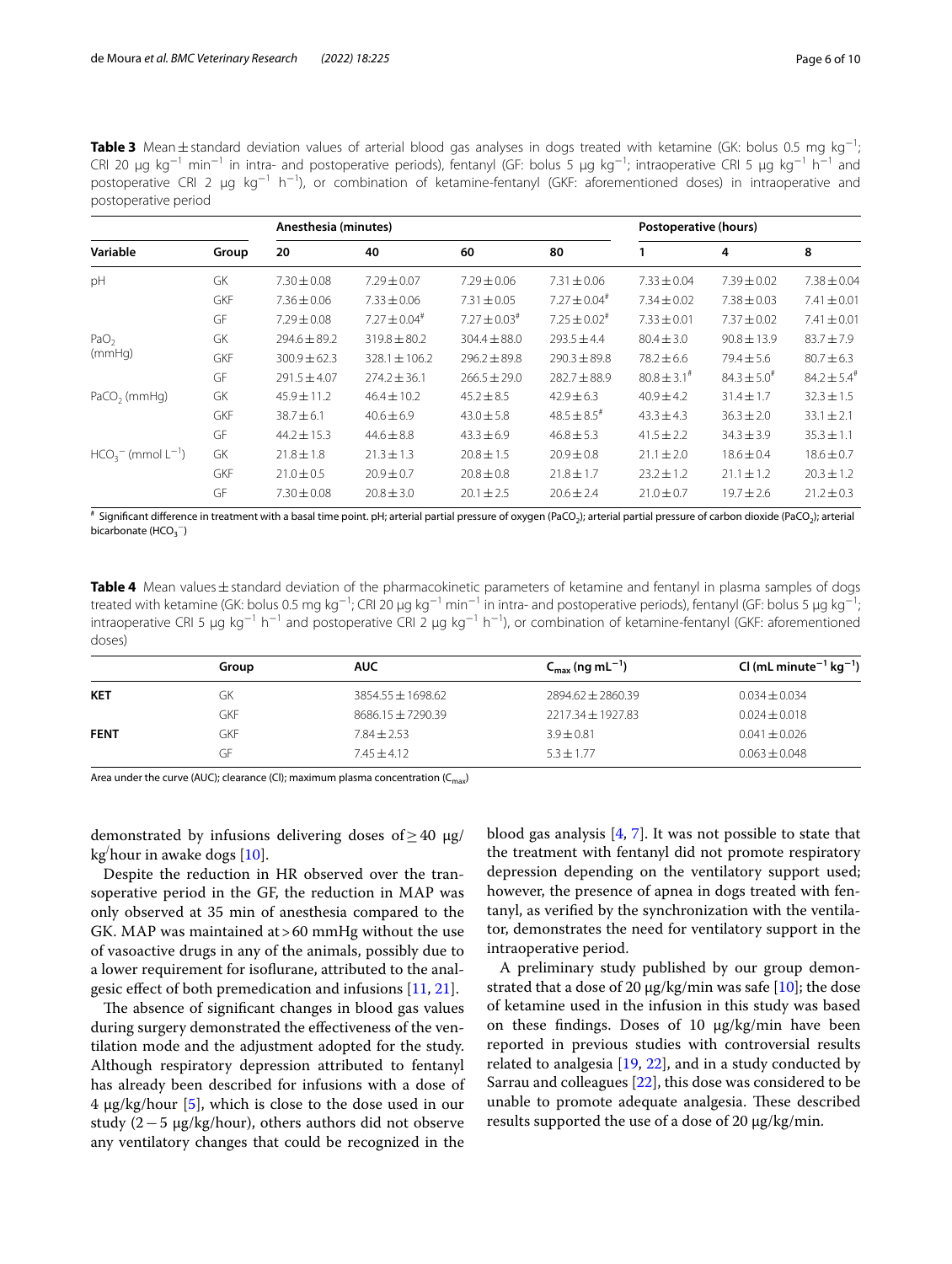**Table 3** Mean ± standard deviation values of arterial blood gas analyses in dogs treated with ketamine (GK: bolus 0.5 mg kg$^{-1}$; CRI 20 μg kg$^{-1}$ min$^{-1}$ in intra- and postoperative periods), fentanyl (GF: bolus 5 μg kg$^{-1}$; intraoperative CRI 5 μg kg$^{-1}$ h$^{-1}$ and postoperative CRI 2 μg kg$^{-1}$ h$^{-1}$), or combination of ketamine-fentanyl (GKF: aforementioned doses) in intraoperative and postoperative period

| Variable | Group | Anesthesia (minutes) | | | | Postoperative (hours) | | |
|---|---|---|---|---|---|---|---|---|
| | | 20 | 40 | 60 | 80 | 1 | 4 | 8 |
| pH | GK | 7.30 ± 0.08 | 7.29 ± 0.07 | 7.29 ± 0.06 | 7.31 ± 0.06 | 7.33 ± 0.04 | 7.39 ± 0.02 | 7.38 ± 0.04 |
| | GKF | 7.36 ± 0.06 | 7.33 ± 0.06 | 7.31 ± 0.05 | 7.27 ± 0.04[#] | 7.34 ± 0.02 | 7.38 ± 0.03 | 7.41 ± 0.01 |
| | GF | 7.29 ± 0.08 | 7.27 ± 0.04[#] | 7.27 ± 0.03[#] | 7.25 ± 0.02[#] | 7.33 ± 0.01 | 7.37 ± 0.02 | 7.41 ± 0.01 |
| $PaO_2$ (mmHg) | GK | 294.6 ± 89.2 | 319.8 ± 80.2 | 304.4 ± 88.0 | 293.5 ± 4.4 | 80.4 ± 3.0 | 90.8 ± 13.9 | 83.7 ± 7.9 |
| | GKF | 300.9 ± 62.3 | 328.1 ± 106.2 | 296.2 ± 89.8 | 290.3 ± 89.8 | 78.2 ± 6.6 | 79.4 ± 5.6 | 80.7 ± 6.3 |
| | GF | 291.5 ± 4.07 | 274.2 ± 36.1 | 266.5 ± 29.0 | 282.7 ± 88.9 | 80.8 ± 3.1[#] | 84.3 ± 5.0[#] | 84.2 ± 5.4[#] |
| $PaCO_2$ (mmHg) | GK | 45.9 ± 11.2 | 46.4 ± 10.2 | 45.2 ± 8.5 | 42.9 ± 6.3 | 40.9 ± 4.2 | 31.4 ± 1.7 | 32.3 ± 1.5 |
| | GKF | 38.7 ± 6.1 | 40.6 ± 6.9 | 43.0 ± 5.8 | 48.5 ± 8.5[#] | 43.3 ± 4.3 | 36.3 ± 2.0 | 33.1 ± 2.1 |
| | GF | 44.2 ± 15.3 | 44.6 ± 8.8 | 43.3 ± 6.9 | 46.8 ± 5.3 | 41.5 ± 2.2 | 34.3 ± 3.9 | 35.3 ± 1.1 |
| $HCO_3^-$ (mmol L$^{-1}$) | GK | 21.8 ± 1.8 | 21.3 ± 1.3 | 20.8 ± 1.5 | 20.9 ± 0.8 | 21.1 ± 2.0 | 18.6 ± 0.4 | 18.6 ± 0.7 |
| | GKF | 21.0 ± 0.5 | 20.9 ± 0.7 | 20.8 ± 0.8 | 21.8 ± 1.7 | 23.2 ± 1.2 | 21.1 ± 1.2 | 20.3 ± 1.2 |
| | GF | 7.30 ± 0.08 | 20.8 ± 3.0 | 20.1 ± 2.5 | 20.6 ± 2.4 | 21.0 ± 0.7 | 19.7 ± 2.6 | 21.2 ± 0.3 |

[#] Significant difference in treatment with a basal time point. pH; arterial partial pressure of oxygen ($PaCO_2$); arterial partial pressure of carbon dioxide ($PaCO_2$); arterial bicarbonate ($HCO_3^-$)

**Table 4** Mean values ± standard deviation of the pharmacokinetic parameters of ketamine and fentanyl in plasma samples of dogs treated with ketamine (GK: bolus 0.5 mg kg$^{-1}$; CRI 20 μg kg$^{-1}$ min$^{-1}$ in intra- and postoperative periods), fentanyl (GF: bolus 5 μg kg$^{-1}$; intraoperative CRI 5 μg kg$^{-1}$ h$^{-1}$ and postoperative CRI 2 μg kg$^{-1}$ h$^{-1}$), or combination of ketamine-fentanyl (GKF: aforementioned doses)

| | Group | AUC | $C_{max}$ (ng mL$^{-1}$) | Cl (mL minute$^{-1}$ kg$^{-1}$) |
|---|---|---|---|---|
| **KET** | GK | 3854.55 ± 1698.62 | 2894.62 ± 2860.39 | 0.034 ± 0.034 |
| | GKF | 8686.15 ± 7290.39 | 2217.34 ± 1927.83 | 0.024 ± 0.018 |
| **FENT** | GKF | 7.84 ± 2.53 | 3.9 ± 0.81 | 0.041 ± 0.026 |
| | GF | 7.45 ± 4.12 | 5.3 ± 1.77 | 0.063 ± 0.048 |

Area under the curve (AUC); clearance (Cl); maximum plasma concentration ($C_{max}$)

demonstrated by infusions delivering doses of ≥ 40 μg/kg/hour in awake dogs [10].

Despite the reduction in HR observed over the transoperative period in the GF, the reduction in MAP was only observed at 35 min of anesthesia compared to the GK. MAP was maintained at > 60 mmHg without the use of vasoactive drugs in any of the animals, possibly due to a lower requirement for isoflurane, attributed to the analgesic effect of both premedication and infusions [11, 21].

The absence of significant changes in blood gas values during surgery demonstrated the effectiveness of the ventilation mode and the adjustment adopted for the study. Although respiratory depression attributed to fentanyl has already been described for infusions with a dose of 4 μg/kg/hour [5], which is close to the dose used in our study (2 − 5 μg/kg/hour), others authors did not observe any ventilatory changes that could be recognized in the blood gas analysis [4, 7]. It was not possible to state that the treatment with fentanyl did not promote respiratory depression depending on the ventilatory support used; however, the presence of apnea in dogs treated with fentanyl, as verified by the synchronization with the ventilator, demonstrates the need for ventilatory support in the intraoperative period.

A preliminary study published by our group demonstrated that a dose of 20 μg/kg/min was safe [10]; the dose of ketamine used in the infusion in this study was based on these findings. Doses of 10 μg/kg/min have been reported in previous studies with controversial results related to analgesia [19, 22], and in a study conducted by Sarrau and colleagues [22], this dose was considered to be unable to promote adequate analgesia. These described results supported the use of a dose of 20 μg/kg/min.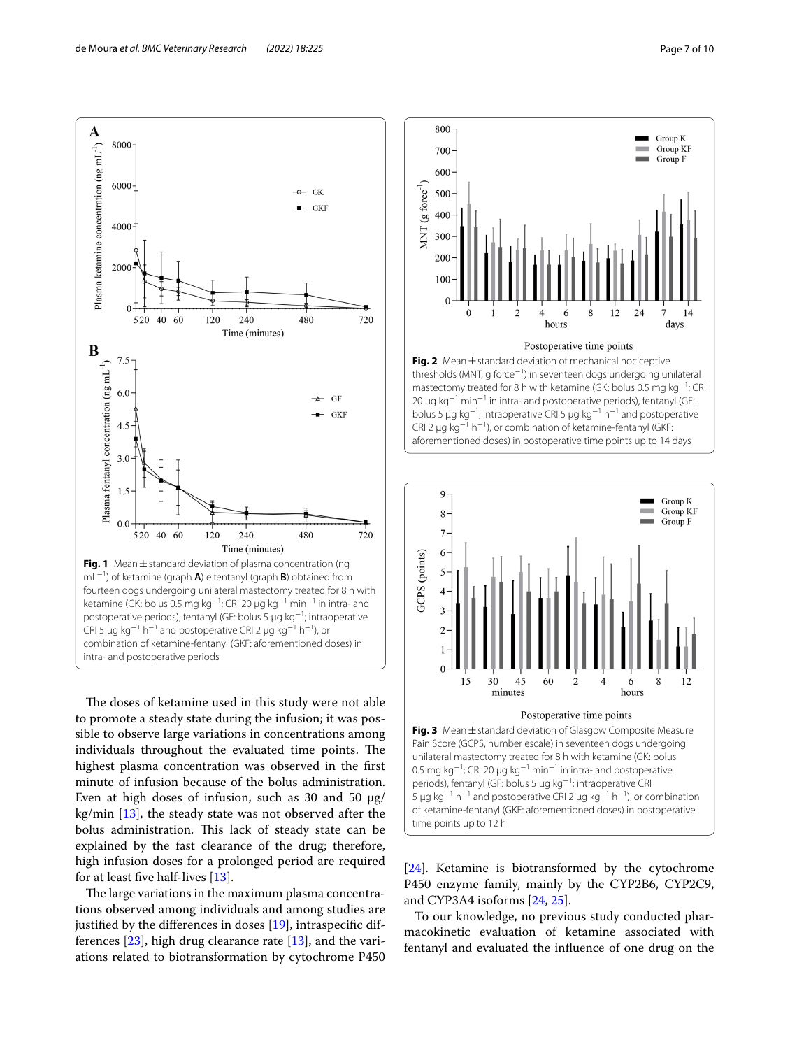**Fig. 1** Mean ± standard deviation of plasma concentration (ng $mL^{-1}$) of ketamine (graph **A**) e fentanyl (graph **B**) obtained from fourteen dogs undergoing unilateral mastectomy treated for 8 h with ketamine (GK: bolus 0.5 mg $kg^{-1}$; CRI 20 μg $kg^{-1}$ $min^{-1}$ in intra- and postoperative periods), fentanyl (GF: bolus 5 μg $kg^{-1}$; intraoperative CRI 5 μg $kg^{-1}$ $h^{-1}$ and postoperative CRI 2 μg $kg^{-1}$ $h^{-1}$), or combination of ketamine-fentanyl (GKF: aforementioned doses) in intra- and postoperative periods

**Fig. 2** Mean ± standard deviation of mechanical nociceptive thresholds (MNT, g $force^{-1}$) in seventeen dogs undergoing unilateral mastectomy treated for 8 h with ketamine (GK: bolus 0.5 mg $kg^{-1}$; CRI 20 μg $kg^{-1}$ $min^{-1}$ in intra- and postoperative periods), fentanyl (GF: bolus 5 μg $kg^{-1}$; intraoperative CRI 5 μg $kg^{-1}$ $h^{-1}$ and postoperative CRI 2 μg $kg^{-1}$ $h^{-1}$), or combination of ketamine-fentanyl (GKF: aforementioned doses) in postoperative time points up to 14 days

**Fig. 3** Mean ± standard deviation of Glasgow Composite Measure Pain Score (GCPS, number escale) in seventeen dogs undergoing unilateral mastectomy treated for 8 h with ketamine (GK: bolus 0.5 mg $kg^{-1}$; CRI 20 μg $kg^{-1}$ $min^{-1}$ in intra- and postoperative periods), fentanyl (GF: bolus 5 μg $kg^{-1}$; intraoperative CRI 5 μg $kg^{-1}$ $h^{-1}$ and postoperative CRI 2 μg $kg^{-1}$ $h^{-1}$), or combination of ketamine-fentanyl (GKF: aforementioned doses) in postoperative time points up to 12 h

The doses of ketamine used in this study were not able to promote a steady state during the infusion; it was possible to observe large variations in concentrations among individuals throughout the evaluated time points. The highest plasma concentration was observed in the first minute of infusion because of the bolus administration. Even at high doses of infusion, such as 30 and 50 μg/kg/min [13], the steady state was not observed after the bolus administration. This lack of steady state can be explained by the fast clearance of the drug; therefore, high infusion doses for a prolonged period are required for at least five half-lives [13].

The large variations in the maximum plasma concentrations observed among individuals and among studies are justified by the differences in doses [19], intraspecific differences [23], high drug clearance rate [13], and the variations related to biotransformation by cytochrome P450 [24]. Ketamine is biotransformed by the cytochrome P450 enzyme family, mainly by the CYP2B6, CYP2C9, and CYP3A4 isoforms [24, 25].

To our knowledge, no previous study conducted pharmacokinetic evaluation of ketamine associated with fentanyl and evaluated the influence of one drug on the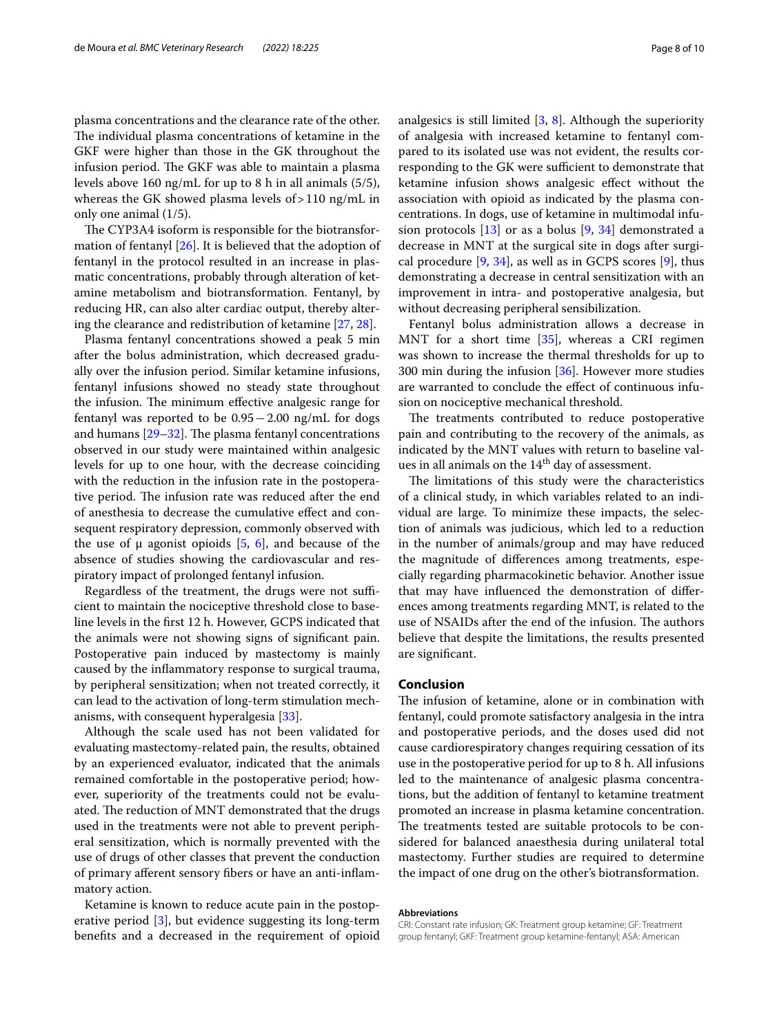plasma concentrations and the clearance rate of the other. The individual plasma concentrations of ketamine in the GKF were higher than those in the GK throughout the infusion period. The GKF was able to maintain a plasma levels above 160 ng/mL for up to 8 h in all animals (5/5), whereas the GK showed plasma levels of > 110 ng/mL in only one animal (1/5).

The CYP3A4 isoform is responsible for the biotransformation of fentanyl [26]. It is believed that the adoption of fentanyl in the protocol resulted in an increase in plasmatic concentrations, probably through alteration of ketamine metabolism and biotransformation. Fentanyl, by reducing HR, can also alter cardiac output, thereby altering the clearance and redistribution of ketamine [27, 28].

Plasma fentanyl concentrations showed a peak 5 min after the bolus administration, which decreased gradually over the infusion period. Similar ketamine infusions, fentanyl infusions showed no steady state throughout the infusion. The minimum effective analgesic range for fentanyl was reported to be $0.95-2.00$ ng/mL for dogs and humans [29–32]. The plasma fentanyl concentrations observed in our study were maintained within analgesic levels for up to one hour, with the decrease coinciding with the reduction in the infusion rate in the postoperative period. The infusion rate was reduced after the end of anesthesia to decrease the cumulative effect and consequent respiratory depression, commonly observed with the use of μ agonist opioids [5, 6], and because of the absence of studies showing the cardiovascular and respiratory impact of prolonged fentanyl infusion.

Regardless of the treatment, the drugs were not sufficient to maintain the nociceptive threshold close to baseline levels in the first 12 h. However, GCPS indicated that the animals were not showing signs of significant pain. Postoperative pain induced by mastectomy is mainly caused by the inflammatory response to surgical trauma, by peripheral sensitization; when not treated correctly, it can lead to the activation of long-term stimulation mechanisms, with consequent hyperalgesia [33].

Although the scale used has not been validated for evaluating mastectomy-related pain, the results, obtained by an experienced evaluator, indicated that the animals remained comfortable in the postoperative period; however, superiority of the treatments could not be evaluated. The reduction of MNT demonstrated that the drugs used in the treatments were not able to prevent peripheral sensitization, which is normally prevented with the use of drugs of other classes that prevent the conduction of primary afferent sensory fibers or have an anti-inflammatory action.

Ketamine is known to reduce acute pain in the postoperative period [3], but evidence suggesting its long-term benefits and a decreased in the requirement of opioid analgesics is still limited [3, 8]. Although the superiority of analgesia with increased ketamine to fentanyl compared to its isolated use was not evident, the results corresponding to the GK were sufficient to demonstrate that ketamine infusion shows analgesic effect without the association with opioid as indicated by the plasma concentrations. In dogs, use of ketamine in multimodal infusion protocols [13] or as a bolus [9, 34] demonstrated a decrease in MNT at the surgical site in dogs after surgical procedure [9, 34], as well as in GCPS scores [9], thus demonstrating a decrease in central sensitization with an improvement in intra- and postoperative analgesia, but without decreasing peripheral sensibilization.

Fentanyl bolus administration allows a decrease in MNT for a short time [35], whereas a CRI regimen was shown to increase the thermal thresholds for up to 300 min during the infusion [36]. However more studies are warranted to conclude the effect of continuous infusion on nociceptive mechanical threshold.

The treatments contributed to reduce postoperative pain and contributing to the recovery of the animals, as indicated by the MNT values with return to baseline values in all animals on the 14$^{th}$ day of assessment.

The limitations of this study were the characteristics of a clinical study, in which variables related to an individual are large. To minimize these impacts, the selection of animals was judicious, which led to a reduction in the number of animals/group and may have reduced the magnitude of differences among treatments, especially regarding pharmacokinetic behavior. Another issue that may have influenced the demonstration of differences among treatments regarding MNT, is related to the use of NSAIDs after the end of the infusion. The authors believe that despite the limitations, the results presented are significant.

## Conclusion

The infusion of ketamine, alone or in combination with fentanyl, could promote satisfactory analgesia in the intra and postoperative periods, and the doses used did not cause cardiorespiratory changes requiring cessation of its use in the postoperative period for up to 8 h. All infusions led to the maintenance of analgesic plasma concentrations, but the addition of fentanyl to ketamine treatment promoted an increase in plasma ketamine concentration. The treatments tested are suitable protocols to be considered for balanced anaesthesia during unilateral total mastectomy. Further studies are required to determine the impact of one drug on the other's biotransformation.

#### Abbreviations

CRI: Constant rate infusion; GK: Treatment group ketamine; GF: Treatment group fentanyl; GKF: Treatment group ketamine-fentanyl; ASA: American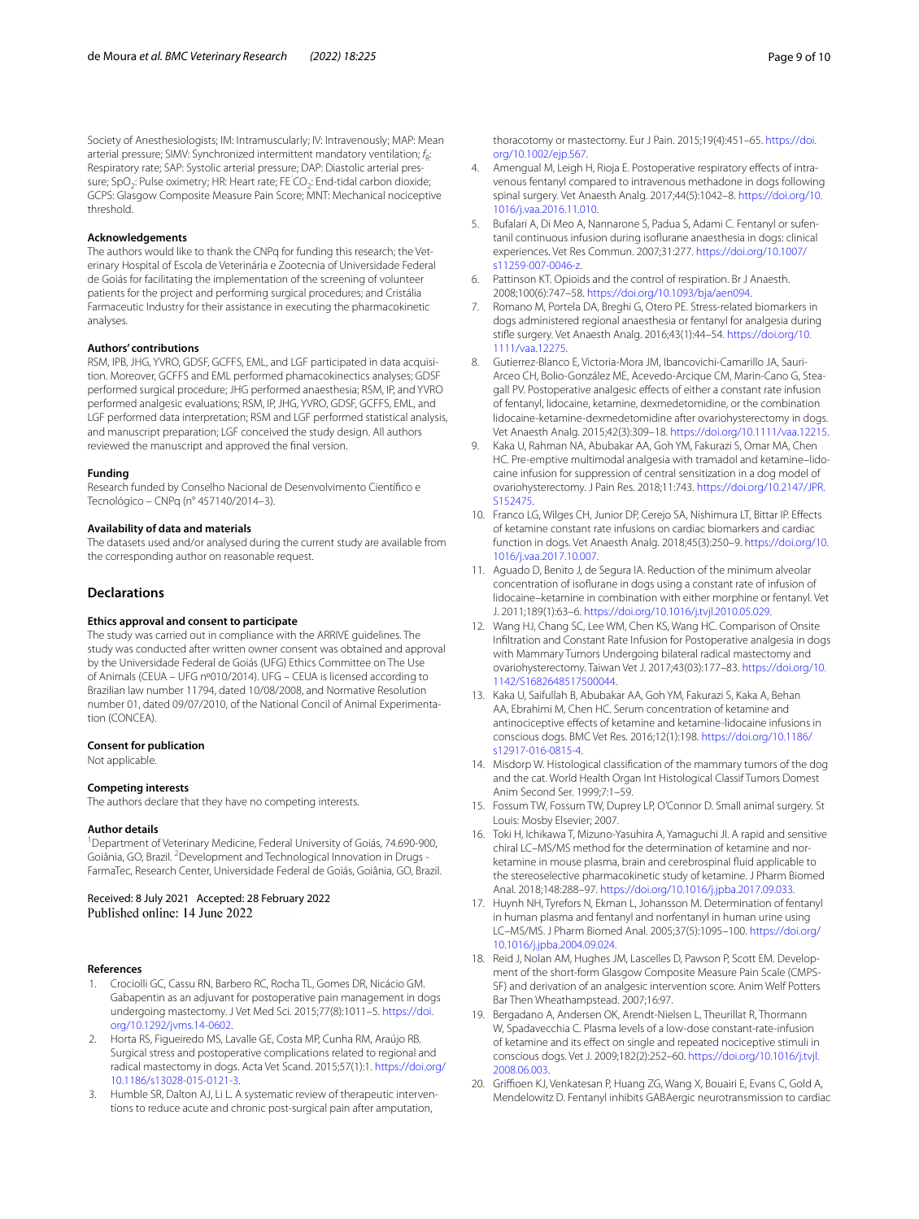Society of Anesthesiologists; IM: Intramuscularly; IV: Intravenously; MAP: Mean arterial pressure; SIMV: Synchronized intermittent mandatory ventilation; $f_R$: Respiratory rate; SAP: Systolic arterial pressure; DAP: Diastolic arterial pressure; $SpO_2$: Pulse oximetry; HR: Heart rate; FE $CO_2$: End-tidal carbon dioxide; GCPS: Glasgow Composite Measure Pain Score; MNT: Mechanical nociceptive threshold.

### Acknowledgements

The authors would like to thank the CNPq for funding this research; the Veterinary Hospital of Escola de Veterinária e Zootecnia of Universidade Federal de Goiás for facilitating the implementation of the screening of volunteer patients for the project and performing surgical procedures; and Cristália Farmaceutic Industry for their assistance in executing the pharmacokinetic analyses.

### Authors' contributions

RSM, IPB, JHG, YVRO, GDSF, GCFFS, EML, and LGF participated in data acquisition. Moreover, GCFFS and EML performed phamacokinectics analyses; GDSF performed surgical procedure; JHG performed anaesthesia; RSM, IP, and YVRO performed analgesic evaluations; RSM, IP, JHG, YVRO, GDSF, GCFFS, EML, and LGF performed data interpretation; RSM and LGF performed statistical analysis, and manuscript preparation; LGF conceived the study design. All authors reviewed the manuscript and approved the final version.

### Funding

Research funded by Conselho Nacional de Desenvolvimento Científico e Tecnológico – CNPq (n° 457140/2014–3).

### Availability of data and materials

The datasets used and/or analysed during the current study are available from the corresponding author on reasonable request.

## Declarations

### Ethics approval and consent to participate

The study was carried out in compliance with the ARRIVE guidelines. The study was conducted after written owner consent was obtained and approval by the Universidade Federal de Goiás (UFG) Ethics Committee on The Use of Animals (CEUA – UFG nº010/2014). UFG – CEUA is licensed according to Brazilian law number 11794, dated 10/08/2008, and Normative Resolution number 01, dated 09/07/2010, of the National Concil of Animal Experimentation (CONCEA).

### Consent for publication

Not applicable.

### Competing interests

The authors declare that they have no competing interests.

### Author details

[1]Department of Veterinary Medicine, Federal University of Goiás, 74.690-900, Goiânia, GO, Brazil. [2]Development and Technological Innovation in Drugs - FarmaTec, Research Center, Universidade Federal de Goiás, Goiânia, GO, Brazil.

Received: 8 July 2021 Accepted: 28 February 2022
Published online: 14 June 2022

### References

1. Crociolli GC, Cassu RN, Barbero RC, Rocha TL, Gomes DR, Nicácio GM. Gabapentin as an adjuvant for postoperative pain management in dogs undergoing mastectomy. J Vet Med Sci. 2015;77(8):1011–5. https://doi.org/10.1292/jvms.14-0602.
2. Horta RS, Figueiredo MS, Lavalle GE, Costa MP, Cunha RM, Araújo RB. Surgical stress and postoperative complications related to regional and radical mastectomy in dogs. Acta Vet Scand. 2015;57(1):1. https://doi.org/10.1186/s13028-015-0121-3.
3. Humble SR, Dalton AJ, Li L. A systematic review of therapeutic interventions to reduce acute and chronic post-surgical pain after amputation, thoracotomy or mastectomy. Eur J Pain. 2015;19(4):451–65. https://doi.org/10.1002/ejp.567.
4. Amengual M, Leigh H, Rioja E. Postoperative respiratory effects of intravenous fentanyl compared to intravenous methadone in dogs following spinal surgery. Vet Anaesth Analg. 2017;44(5):1042–8. https://doi.org/10.1016/j.vaa.2016.11.010.
5. Bufalari A, Di Meo A, Nannarone S, Padua S, Adami C. Fentanyl or sufentanil continuous infusion during isoflurane anaesthesia in dogs: clinical experiences. Vet Res Commun. 2007;31:277. https://doi.org/10.1007/s11259-007-0046-z.
6. Pattinson KT. Opioids and the control of respiration. Br J Anaesth. 2008;100(6):747–58. https://doi.org/10.1093/bja/aen094.
7. Romano M, Portela DA, Breghi G, Otero PE. Stress-related biomarkers in dogs administered regional anaesthesia or fentanyl for analgesia during stifle surgery. Vet Anaesth Analg. 2016;43(1):44–54. https://doi.org/10.1111/vaa.12275.
8. Gutierrez-Blanco E, Victoria-Mora JM, Ibancovichi-Camarillo JA, Sauri-Arceo CH, Bolio-González ME, Acevedo-Arcique CM, Marin-Cano G, Steagall PV. Postoperative analgesic effects of either a constant rate infusion of fentanyl, lidocaine, ketamine, dexmedetomidine, or the combination lidocaine-ketamine-dexmedetomidine after ovariohysterectomy in dogs. Vet Anaesth Analg. 2015;42(3):309–18. https://doi.org/10.1111/vaa.12215.
9. Kaka U, Rahman NA, Abubakar AA, Goh YM, Fakurazi S, Omar MA, Chen HC. Pre-emptive multimodal analgesia with tramadol and ketamine–lidocaine infusion for suppression of central sensitization in a dog model of ovariohysterectomy. J Pain Res. 2018;11:743. https://doi.org/10.2147/JPR.S152475.
10. Franco LG, Wilges CH, Junior DP, Cerejo SA, Nishimura LT, Bittar IP. Effects of ketamine constant rate infusions on cardiac biomarkers and cardiac function in dogs. Vet Anaesth Analg. 2018;45(3):250–9. https://doi.org/10.1016/j.vaa.2017.10.007.
11. Aguado D, Benito J, de Segura IA. Reduction of the minimum alveolar concentration of isoflurane in dogs using a constant rate of infusion of lidocaine–ketamine in combination with either morphine or fentanyl. Vet J. 2011;189(1):63–6. https://doi.org/10.1016/j.tvjl.2010.05.029.
12. Wang HJ, Chang SC, Lee WM, Chen KS, Wang HC. Comparison of Onsite Infiltration and Constant Rate Infusion for Postoperative analgesia in dogs with Mammary Tumors Undergoing bilateral radical mastectomy and ovariohysterectomy. Taiwan Vet J. 2017;43(03):177–83. https://doi.org/10.1142/S1682648517500044.
13. Kaka U, Saifullah B, Abubakar AA, Goh YM, Fakurazi S, Kaka A, Behan AA, Ebrahimi M, Chen HC. Serum concentration of ketamine and antinociceptive effects of ketamine and ketamine-lidocaine infusions in conscious dogs. BMC Vet Res. 2016;12(1):198. https://doi.org/10.1186/s12917-016-0815-4.
14. Misdorp W. Histological classification of the mammary tumors of the dog and the cat. World Health Organ Int Histological Classif Tumors Domest Anim Second Ser. 1999;7:1–59.
15. Fossum TW, Fossum TW, Duprey LP, O'Connor D. Small animal surgery. St Louis: Mosby Elsevier; 2007.
16. Toki H, Ichikawa T, Mizuno-Yasuhira A, Yamaguchi JI. A rapid and sensitive chiral LC–MS/MS method for the determination of ketamine and norketamine in mouse plasma, brain and cerebrospinal fluid applicable to the stereoselective pharmacokinetic study of ketamine. J Pharm Biomed Anal. 2018;148:288–97. https://doi.org/10.1016/j.jpba.2017.09.033.
17. Huynh NH, Tyrefors N, Ekman L, Johansson M. Determination of fentanyl in human plasma and fentanyl and norfentanyl in human urine using LC–MS/MS. J Pharm Biomed Anal. 2005;37(5):1095–100. https://doi.org/10.1016/j.jpba.2004.09.024.
18. Reid J, Nolan AM, Hughes JM, Lascelles D, Pawson P, Scott EM. Development of the short-form Glasgow Composite Measure Pain Scale (CMPS-SF) and derivation of an analgesic intervention score. Anim Welf Potters Bar Then Wheathampstead. 2007;16:97.
19. Bergadano A, Andersen OK, Arendt-Nielsen L, Theurillat R, Thormann W, Spadavecchia C. Plasma levels of a low-dose constant-rate-infusion of ketamine and its effect on single and repeated nociceptive stimuli in conscious dogs. Vet J. 2009;182(2):252–60. https://doi.org/10.1016/j.tvjl.2008.06.003.
20. Griffioen KJ, Venkatesan P, Huang ZG, Wang X, Bouairi E, Evans C, Gold A, Mendelowitz D. Fentanyl inhibits GABAergic neurotransmission to cardiac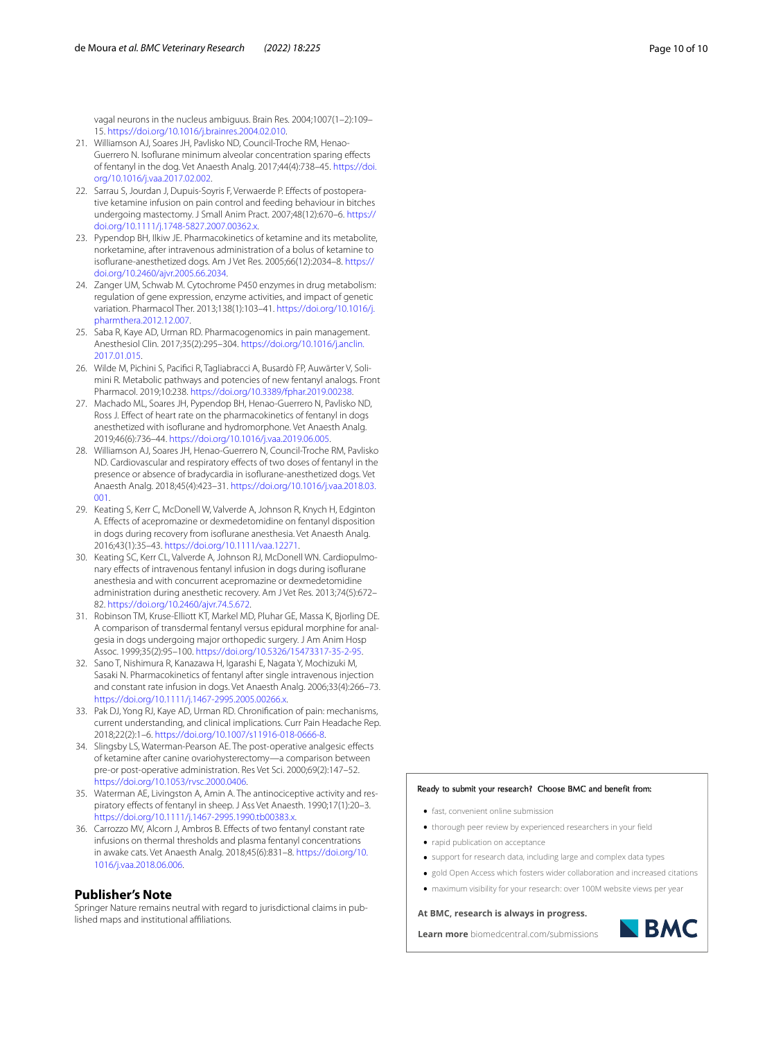vagal neurons in the nucleus ambiguus. Brain Res. 2004;1007(1–2):109–15. https://doi.org/10.1016/j.brainres.2004.02.010.

21. Williamson AJ, Soares JH, Pavlisko ND, Council-Troche RM, Henao-Guerrero N. Isoflurane minimum alveolar concentration sparing effects of fentanyl in the dog. Vet Anaesth Analg. 2017;44(4):738–45. https://doi.org/10.1016/j.vaa.2017.02.002.
22. Sarrau S, Jourdan J, Dupuis-Soyris F, Verwaerde P. Effects of postoperative ketamine infusion on pain control and feeding behaviour in bitches undergoing mastectomy. J Small Anim Pract. 2007;48(12):670–6. https://doi.org/10.1111/j.1748-5827.2007.00362.x.
23. Pypendop BH, Ilkiw JE. Pharmacokinetics of ketamine and its metabolite, norketamine, after intravenous administration of a bolus of ketamine to isoflurane-anesthetized dogs. Am J Vet Res. 2005;66(12):2034–8. https://doi.org/10.2460/ajvr.2005.66.2034.
24. Zanger UM, Schwab M. Cytochrome P450 enzymes in drug metabolism: regulation of gene expression, enzyme activities, and impact of genetic variation. Pharmacol Ther. 2013;138(1):103–41. https://doi.org/10.1016/j.pharmthera.2012.12.007.
25. Saba R, Kaye AD, Urman RD. Pharmacogenomics in pain management. Anesthesiol Clin. 2017;35(2):295–304. https://doi.org/10.1016/j.anclin.2017.01.015.
26. Wilde M, Pichini S, Pacifici R, Tagliabracci A, Busardò FP, Auwärter V, Solimini R. Metabolic pathways and potencies of new fentanyl analogs. Front Pharmacol. 2019;10:238. https://doi.org/10.3389/fphar.2019.00238.
27. Machado ML, Soares JH, Pypendop BH, Henao-Guerrero N, Pavlisko ND, Ross J. Effect of heart rate on the pharmacokinetics of fentanyl in dogs anesthetized with isoflurane and hydromorphone. Vet Anaesth Analg. 2019;46(6):736–44. https://doi.org/10.1016/j.vaa.2019.06.005.
28. Williamson AJ, Soares JH, Henao-Guerrero N, Council-Troche RM, Pavlisko ND. Cardiovascular and respiratory effects of two doses of fentanyl in the presence or absence of bradycardia in isoflurane-anesthetized dogs. Vet Anaesth Analg. 2018;45(4):423–31. https://doi.org/10.1016/j.vaa.2018.03.001.
29. Keating S, Kerr C, McDonell W, Valverde A, Johnson R, Knych H, Edginton A. Effects of acepromazine or dexmedetomidine on fentanyl disposition in dogs during recovery from isoflurane anesthesia. Vet Anaesth Analg. 2016;43(1):35–43. https://doi.org/10.1111/vaa.12271.
30. Keating SC, Kerr CL, Valverde A, Johnson RJ, McDonell WN. Cardiopulmonary effects of intravenous fentanyl infusion in dogs during isoflurane anesthesia and with concurrent acepromazine or dexmedetomidine administration during anesthetic recovery. Am J Vet Res. 2013;74(5):672–82. https://doi.org/10.2460/ajvr.74.5.672.
31. Robinson TM, Kruse-Elliott KT, Markel MD, Pluhar GE, Massa K, Bjorling DE. A comparison of transdermal fentanyl versus epidural morphine for analgesia in dogs undergoing major orthopedic surgery. J Am Anim Hosp Assoc. 1999;35(2):95–100. https://doi.org/10.5326/15473317-35-2-95.
32. Sano T, Nishimura R, Kanazawa H, Igarashi E, Nagata Y, Mochizuki M, Sasaki N. Pharmacokinetics of fentanyl after single intravenous injection and constant rate infusion in dogs. Vet Anaesth Analg. 2006;33(4):266–73. https://doi.org/10.1111/j.1467-2995.2005.00266.x.
33. Pak DJ, Yong RJ, Kaye AD, Urman RD. Chronification of pain: mechanisms, current understanding, and clinical implications. Curr Pain Headache Rep. 2018;22(2):1–6. https://doi.org/10.1007/s11916-018-0666-8.
34. Slingsby LS, Waterman-Pearson AE. The post-operative analgesic effects of ketamine after canine ovariohysterectomy—a comparison between pre-or post-operative administration. Res Vet Sci. 2000;69(2):147–52. https://doi.org/10.1053/rvsc.2000.0406.
35. Waterman AE, Livingston A, Amin A. The antinociceptive activity and respiratory effects of fentanyl in sheep. J Ass Vet Anaesth. 1990;17(1):20–3. https://doi.org/10.1111/j.1467-2995.1990.tb00383.x.
36. Carrozzo MV, Alcorn J, Ambros B. Effects of two fentanyl constant rate infusions on thermal thresholds and plasma fentanyl concentrations in awake cats. Vet Anaesth Analg. 2018;45(6):831–8. https://doi.org/10.1016/j.vaa.2018.06.006.

## Publisher's Note

Springer Nature remains neutral with regard to jurisdictional claims in published maps and institutional affiliations.

Ready to submit your research? Choose BMC and benefit from:

- fast, convenient online submission
- thorough peer review by experienced researchers in your field
- rapid publication on acceptance
- support for research data, including large and complex data types
- gold Open Access which fosters wider collaboration and increased citations
- maximum visibility for your research: over 100M website views per year

**At BMC, research is always in progress.**

**Learn more** biomedcentral.com/submissions

BMC